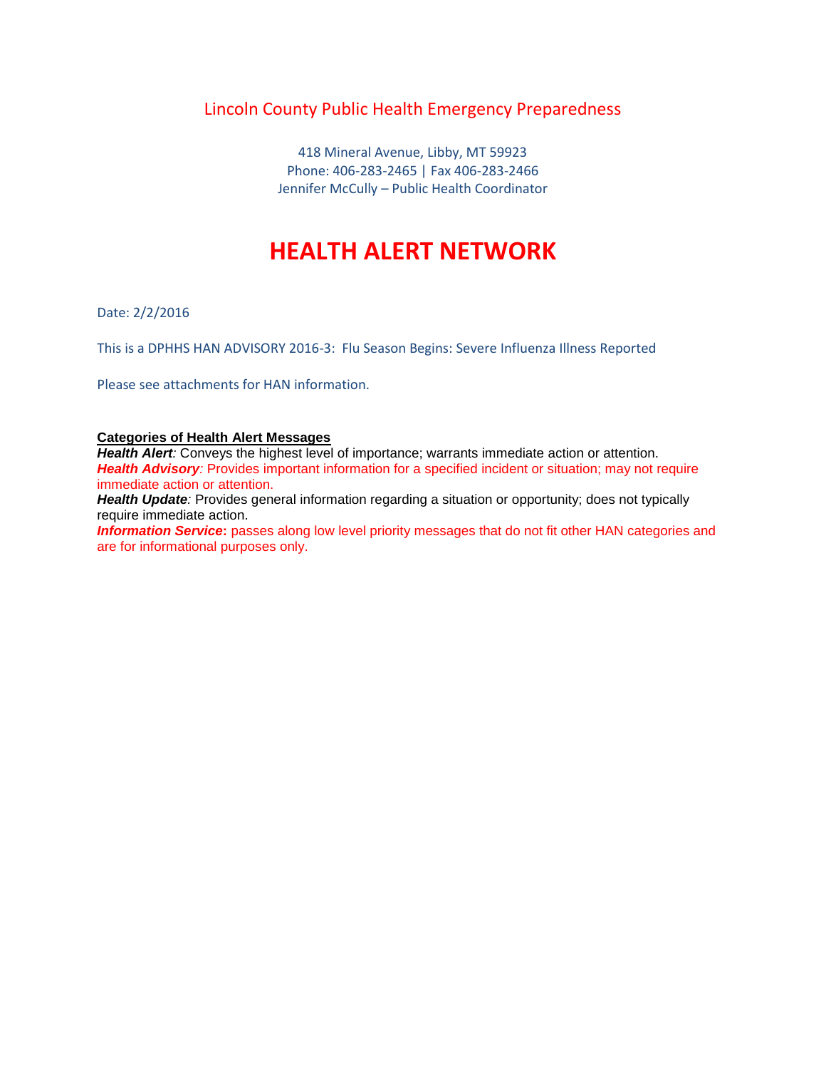Lincoln County Public Health Emergency Preparedness

418 Mineral Avenue, Libby, MT 59923
Phone: 406-283-2465 | Fax 406-283-2466
Jennifer McCully – Public Health Coordinator

# HEALTH ALERT NETWORK

Date: 2/2/2016

This is a DPHHS HAN ADVISORY 2016-3: Flu Season Begins: Severe Influenza Illness Reported

Please see attachments for HAN information.

**Categories of Health Alert Messages**

***Health Alert****:* Conveys the highest level of importance; warrants immediate action or attention.
***Health Advisory****:* Provides important information for a specified incident or situation; may not require immediate action or attention.
***Health Update****:* Provides general information regarding a situation or opportunity; does not typically require immediate action.
***Information Service*****:** passes along low level priority messages that do not fit other HAN categories and are for informational purposes only.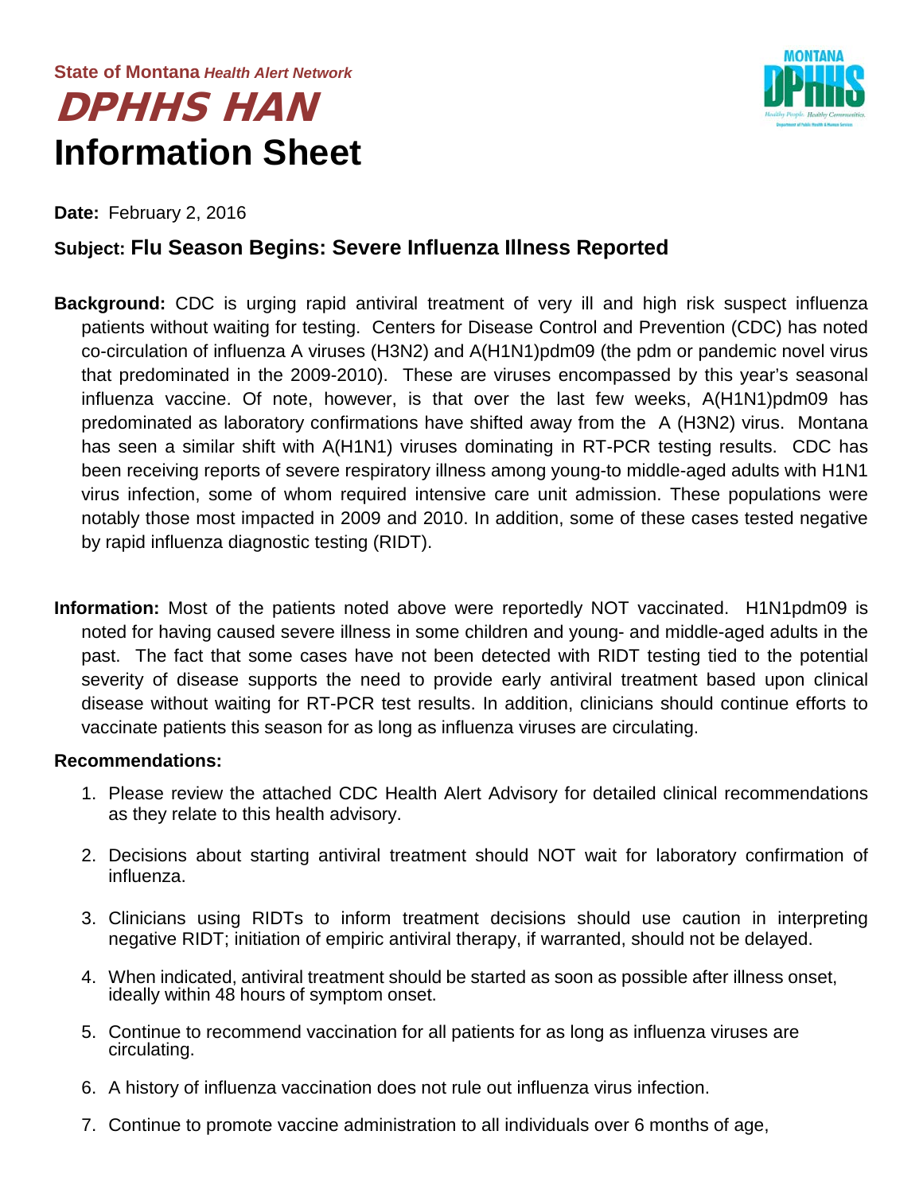State of Montana *Health Alert Network*

# DPHHS HAN

# Information Sheet

**Date:** February 2, 2016

**Subject: Flu Season Begins: Severe Influenza Illness Reported**

**Background:** CDC is urging rapid antiviral treatment of very ill and high risk suspect influenza patients without waiting for testing. Centers for Disease Control and Prevention (CDC) has noted co-circulation of influenza A viruses (H3N2) and A(H1N1)pdm09 (the pdm or pandemic novel virus that predominated in the 2009-2010). These are viruses encompassed by this year's seasonal influenza vaccine. Of note, however, is that over the last few weeks, A(H1N1)pdm09 has predominated as laboratory confirmations have shifted away from the A (H3N2) virus. Montana has seen a similar shift with A(H1N1) viruses dominating in RT-PCR testing results. CDC has been receiving reports of severe respiratory illness among young-to middle-aged adults with H1N1 virus infection, some of whom required intensive care unit admission. These populations were notably those most impacted in 2009 and 2010. In addition, some of these cases tested negative by rapid influenza diagnostic testing (RIDT).

**Information:** Most of the patients noted above were reportedly NOT vaccinated. H1N1pdm09 is noted for having caused severe illness in some children and young- and middle-aged adults in the past. The fact that some cases have not been detected with RIDT testing tied to the potential severity of disease supports the need to provide early antiviral treatment based upon clinical disease without waiting for RT-PCR test results. In addition, clinicians should continue efforts to vaccinate patients this season for as long as influenza viruses are circulating.

**Recommendations:**

1. Please review the attached CDC Health Alert Advisory for detailed clinical recommendations as they relate to this health advisory.

2. Decisions about starting antiviral treatment should NOT wait for laboratory confirmation of influenza.

3. Clinicians using RIDTs to inform treatment decisions should use caution in interpreting negative RIDT; initiation of empiric antiviral therapy, if warranted, should not be delayed.

4. When indicated, antiviral treatment should be started as soon as possible after illness onset, ideally within 48 hours of symptom onset.

5. Continue to recommend vaccination for all patients for as long as influenza viruses are circulating.

6. A history of influenza vaccination does not rule out influenza virus infection.

7. Continue to promote vaccine administration to all individuals over 6 months of age,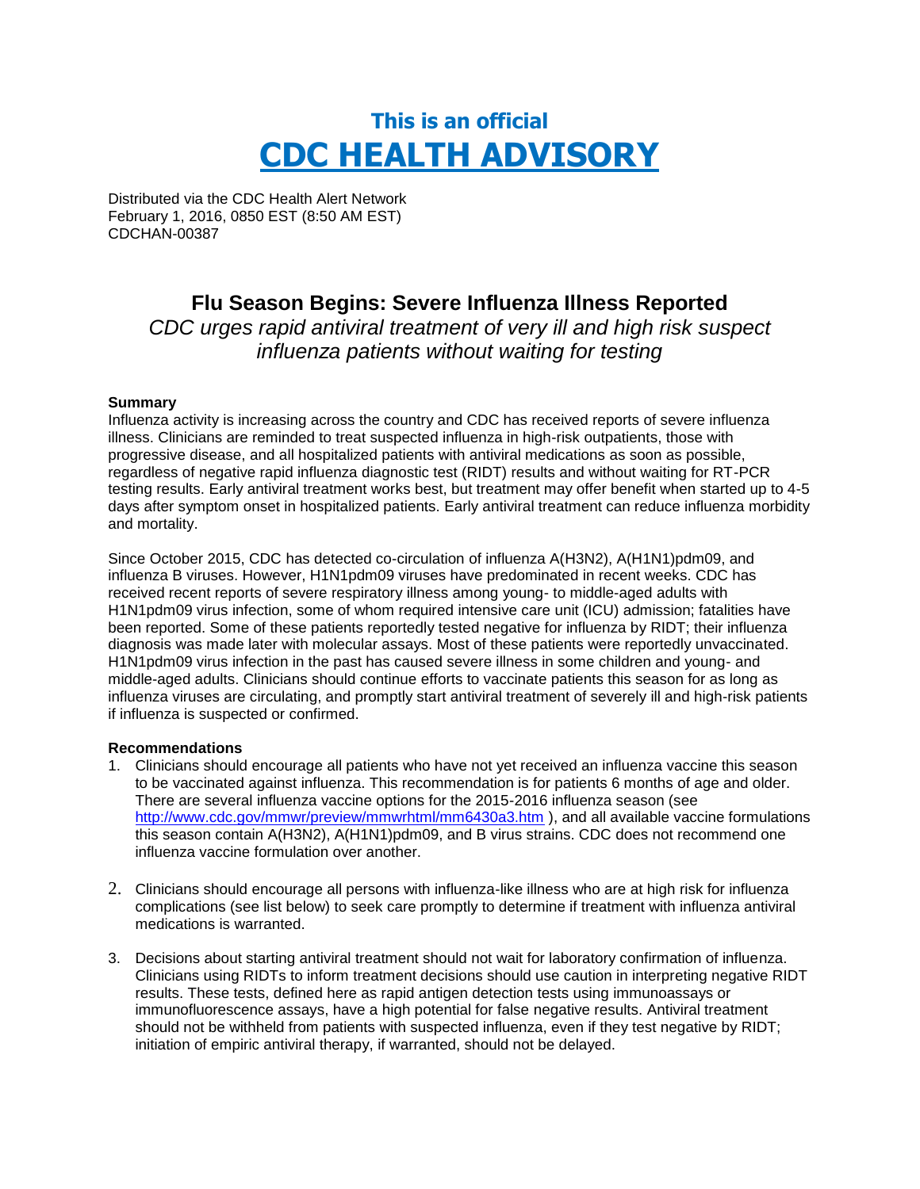# This is an official
# CDC HEALTH ADVISORY

Distributed via the CDC Health Alert Network
February 1, 2016, 0850 EST (8:50 AM EST)
CDCHAN-00387

## Flu Season Begins: Severe Influenza Illness Reported

*CDC urges rapid antiviral treatment of very ill and high risk suspect influenza patients without waiting for testing*

**Summary**

Influenza activity is increasing across the country and CDC has received reports of severe influenza illness. Clinicians are reminded to treat suspected influenza in high-risk outpatients, those with progressive disease, and all hospitalized patients with antiviral medications as soon as possible, regardless of negative rapid influenza diagnostic test (RIDT) results and without waiting for RT-PCR testing results. Early antiviral treatment works best, but treatment may offer benefit when started up to 4-5 days after symptom onset in hospitalized patients. Early antiviral treatment can reduce influenza morbidity and mortality.

Since October 2015, CDC has detected co-circulation of influenza A(H3N2), A(H1N1)pdm09, and influenza B viruses. However, H1N1pdm09 viruses have predominated in recent weeks. CDC has received recent reports of severe respiratory illness among young- to middle-aged adults with H1N1pdm09 virus infection, some of whom required intensive care unit (ICU) admission; fatalities have been reported. Some of these patients reportedly tested negative for influenza by RIDT; their influenza diagnosis was made later with molecular assays. Most of these patients were reportedly unvaccinated. H1N1pdm09 virus infection in the past has caused severe illness in some children and young- and middle-aged adults. Clinicians should continue efforts to vaccinate patients this season for as long as influenza viruses are circulating, and promptly start antiviral treatment of severely ill and high-risk patients if influenza is suspected or confirmed.

**Recommendations**

1. Clinicians should encourage all patients who have not yet received an influenza vaccine this season to be vaccinated against influenza. This recommendation is for patients 6 months of age and older. There are several influenza vaccine options for the 2015-2016 influenza season (see http://www.cdc.gov/mmwr/preview/mmwrhtml/mm6430a3.htm ), and all available vaccine formulations this season contain A(H3N2), A(H1N1)pdm09, and B virus strains. CDC does not recommend one influenza vaccine formulation over another.

2. Clinicians should encourage all persons with influenza-like illness who are at high risk for influenza complications (see list below) to seek care promptly to determine if treatment with influenza antiviral medications is warranted.

3. Decisions about starting antiviral treatment should not wait for laboratory confirmation of influenza. Clinicians using RIDTs to inform treatment decisions should use caution in interpreting negative RIDT results. These tests, defined here as rapid antigen detection tests using immunoassays or immunofluorescence assays, have a high potential for false negative results. Antiviral treatment should not be withheld from patients with suspected influenza, even if they test negative by RIDT; initiation of empiric antiviral therapy, if warranted, should not be delayed.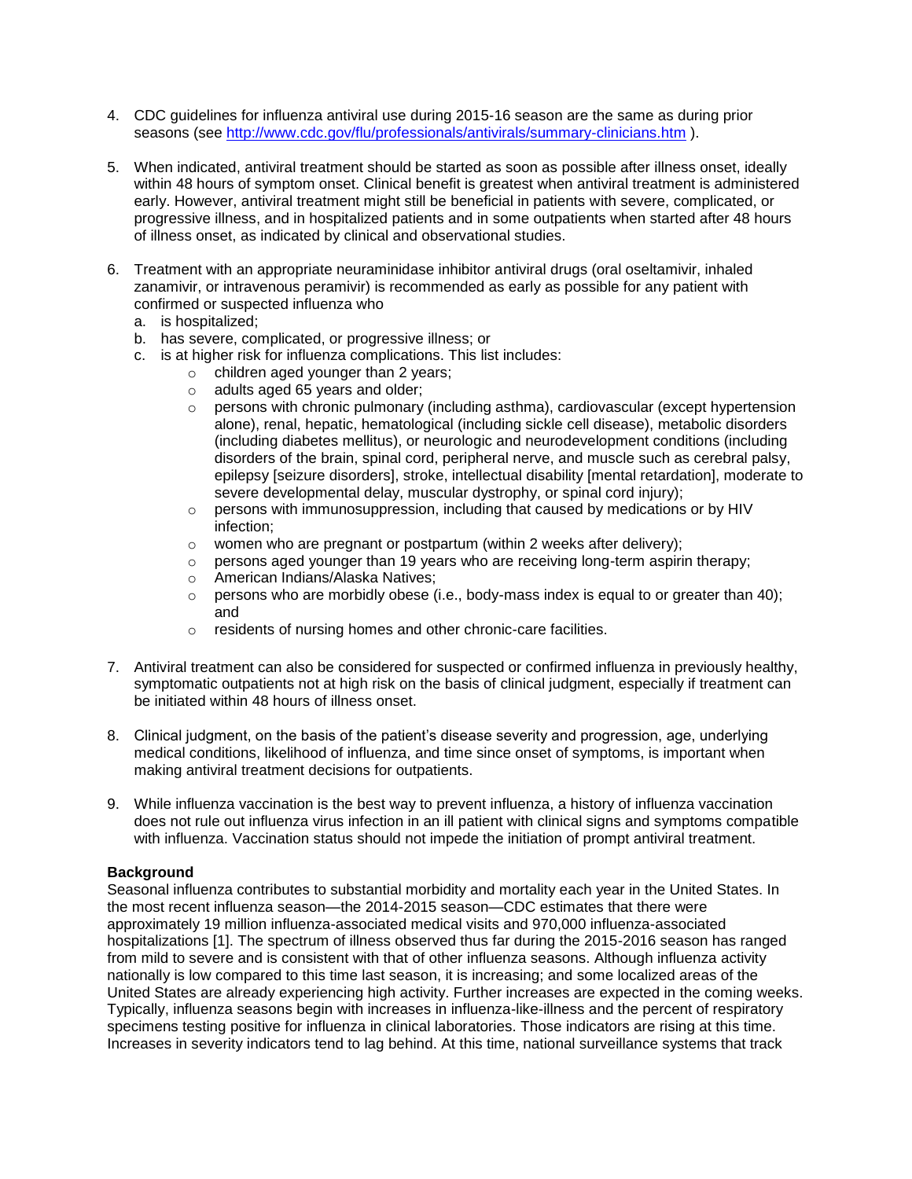4. CDC guidelines for influenza antiviral use during 2015-16 season are the same as during prior seasons (see http://www.cdc.gov/flu/professionals/antivirals/summary-clinicians.htm ).

5. When indicated, antiviral treatment should be started as soon as possible after illness onset, ideally within 48 hours of symptom onset. Clinical benefit is greatest when antiviral treatment is administered early. However, antiviral treatment might still be beneficial in patients with severe, complicated, or progressive illness, and in hospitalized patients and in some outpatients when started after 48 hours of illness onset, as indicated by clinical and observational studies.

6. Treatment with an appropriate neuraminidase inhibitor antiviral drugs (oral oseltamivir, inhaled zanamivir, or intravenous peramivir) is recommended as early as possible for any patient with confirmed or suspected influenza who
   a. is hospitalized;
   b. has severe, complicated, or progressive illness; or
   c. is at higher risk for influenza complications. This list includes:
      - children aged younger than 2 years;
      - adults aged 65 years and older;
      - persons with chronic pulmonary (including asthma), cardiovascular (except hypertension alone), renal, hepatic, hematological (including sickle cell disease), metabolic disorders (including diabetes mellitus), or neurologic and neurodevelopment conditions (including disorders of the brain, spinal cord, peripheral nerve, and muscle such as cerebral palsy, epilepsy [seizure disorders], stroke, intellectual disability [mental retardation], moderate to severe developmental delay, muscular dystrophy, or spinal cord injury);
      - persons with immunosuppression, including that caused by medications or by HIV infection;
      - women who are pregnant or postpartum (within 2 weeks after delivery);
      - persons aged younger than 19 years who are receiving long-term aspirin therapy;
      - American Indians/Alaska Natives;
      - persons who are morbidly obese (i.e., body-mass index is equal to or greater than 40); and
      - residents of nursing homes and other chronic-care facilities.

7. Antiviral treatment can also be considered for suspected or confirmed influenza in previously healthy, symptomatic outpatients not at high risk on the basis of clinical judgment, especially if treatment can be initiated within 48 hours of illness onset.

8. Clinical judgment, on the basis of the patient's disease severity and progression, age, underlying medical conditions, likelihood of influenza, and time since onset of symptoms, is important when making antiviral treatment decisions for outpatients.

9. While influenza vaccination is the best way to prevent influenza, a history of influenza vaccination does not rule out influenza virus infection in an ill patient with clinical signs and symptoms compatible with influenza. Vaccination status should not impede the initiation of prompt antiviral treatment.

**Background**

Seasonal influenza contributes to substantial morbidity and mortality each year in the United States. In the most recent influenza season—the 2014-2015 season—CDC estimates that there were approximately 19 million influenza-associated medical visits and 970,000 influenza-associated hospitalizations [1]. The spectrum of illness observed thus far during the 2015-2016 season has ranged from mild to severe and is consistent with that of other influenza seasons. Although influenza activity nationally is low compared to this time last season, it is increasing; and some localized areas of the United States are already experiencing high activity. Further increases are expected in the coming weeks. Typically, influenza seasons begin with increases in influenza-like-illness and the percent of respiratory specimens testing positive for influenza in clinical laboratories. Those indicators are rising at this time. Increases in severity indicators tend to lag behind. At this time, national surveillance systems that track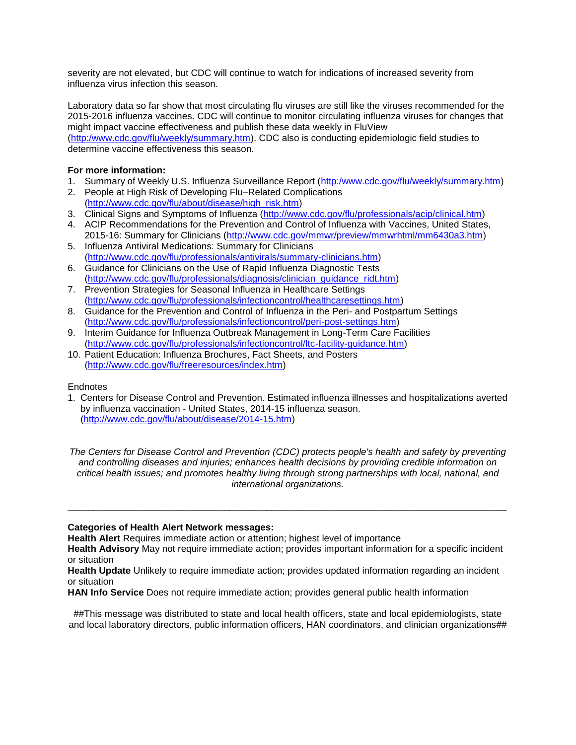severity are not elevated, but CDC will continue to watch for indications of increased severity from influenza virus infection this season.

Laboratory data so far show that most circulating flu viruses are still like the viruses recommended for the 2015-2016 influenza vaccines. CDC will continue to monitor circulating influenza viruses for changes that might impact vaccine effectiveness and publish these data weekly in FluView (http:www.cdc.gov/flu/weekly/summary.htm). CDC also is conducting epidemiologic field studies to determine vaccine effectiveness this season.

**For more information:**

1. Summary of Weekly U.S. Influenza Surveillance Report (http:www.cdc.gov/flu/weekly/summary.htm)
2. People at High Risk of Developing Flu–Related Complications (http://www.cdc.gov/flu/about/disease/high_risk.htm)
3. Clinical Signs and Symptoms of Influenza (http://www.cdc.gov/flu/professionals/acip/clinical.htm)
4. ACIP Recommendations for the Prevention and Control of Influenza with Vaccines, United States, 2015-16: Summary for Clinicians (http://www.cdc.gov/mmwr/preview/mmwrhtml/mm6430a3.htm)
5. Influenza Antiviral Medications: Summary for Clinicians (http://www.cdc.gov/flu/professionals/antivirals/summary-clinicians.htm)
6. Guidance for Clinicians on the Use of Rapid Influenza Diagnostic Tests (http://www.cdc.gov/flu/professionals/diagnosis/clinician_guidance_ridt.htm)
7. Prevention Strategies for Seasonal Influenza in Healthcare Settings (http://www.cdc.gov/flu/professionals/infectioncontrol/healthcaresettings.htm)
8. Guidance for the Prevention and Control of Influenza in the Peri- and Postpartum Settings (http://www.cdc.gov/flu/professionals/infectioncontrol/peri-post-settings.htm)
9. Interim Guidance for Influenza Outbreak Management in Long-Term Care Facilities (http://www.cdc.gov/flu/professionals/infectioncontrol/ltc-facility-guidance.htm)
10. Patient Education: Influenza Brochures, Fact Sheets, and Posters (http://www.cdc.gov/flu/freeresources/index.htm)

Endnotes

1. Centers for Disease Control and Prevention. Estimated influenza illnesses and hospitalizations averted by influenza vaccination - United States, 2014-15 influenza season. (http://www.cdc.gov/flu/about/disease/2014-15.htm)

*The Centers for Disease Control and Prevention (CDC) protects people's health and safety by preventing and controlling diseases and injuries; enhances health decisions by providing credible information on critical health issues; and promotes healthy living through strong partnerships with local, national, and international organizations.*

---

**Categories of Health Alert Network messages:**

**Health Alert** Requires immediate action or attention; highest level of importance
**Health Advisory** May not require immediate action; provides important information for a specific incident or situation
**Health Update** Unlikely to require immediate action; provides updated information regarding an incident or situation
**HAN Info Service** Does not require immediate action; provides general public health information

##This message was distributed to state and local health officers, state and local epidemiologists, state and local laboratory directors, public information officers, HAN coordinators, and clinician organizations##